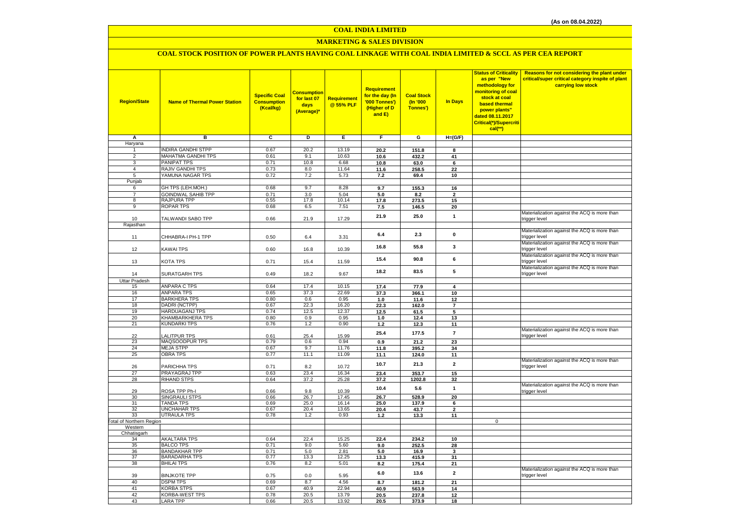(As on 08.04.2022)

# COAL INDIA LIMITED

## MARKETING & SALES DIVISION

### COAL STOCK POSITION OF POWER PLANTS HAVING COAL LINKAGE WITH COAL INDIA LIMITED & SCCL AS PER CEA REPORT

| Region/State | Name of Thermal Power Station | Specific Coal Consumption (Kcal/kg) | Consumption for last 07 days (Average)* | Requirement @ 55% PLF | Requirement for the day (In '000 Tonnes') (Higher of D and E) | Coal Stock (In '000 Tonnes') | In Days | Status of Criticality as per "New methodology for monitoring of coal stock at coal based thermal power plants" dated 08.11.2017 Critical(*)/Supercritical(**) | Reasons for not considering the plant under critical/super critical category inspite of plant carrying low stock |
|---|---|---|---|---|---|---|---|---|---|
| A | B | C | D | E | F | G | H=(G/F) | | |
| Haryana | | | | | | | | | |
| 1 | INDIRA GANDHI STPP | 0.67 | 20.2 | 13.19 | 20.2 | 151.8 | 8 | | |
| 2 | MAHATMA GANDHI TPS | 0.61 | 9.1 | 10.63 | 10.6 | 432.2 | 41 | | |
| 3 | PANIPAT TPS | 0.71 | 10.8 | 6.68 | 10.8 | 63.0 | 6 | | |
| 4 | RAJIV GANDHI TPS | 0.73 | 8.0 | 11.64 | 11.6 | 258.5 | 22 | | |
| 5 | YAMUNA NAGAR TPS | 0.72 | 7.2 | 5.73 | 7.2 | 69.4 | 10 | | |
| Punjab | | | | | | | | | |
| 6 | GH TPS (LEH.MOH.) | 0.68 | 9.7 | 8.28 | 9.7 | 155.3 | 16 | | |
| 7 | GOINDWAL SAHIB TPP | 0.71 | 3.0 | 5.04 | 5.0 | 8.2 | 2 | | |
| 8 | RAJPURA TPP | 0.55 | 17.8 | 10.14 | 17.8 | 273.5 | 15 | | |
| 9 | ROPAR TPS | 0.68 | 6.5 | 7.51 | 7.5 | 146.5 | 20 | | |
| 10 | TALWANDI SABO TPP | 0.66 | 21.9 | 17.29 | 21.9 | 25.0 | 1 | | Materialization against the ACQ is more than trigger level |
| Rajasthan | | | | | | | | | |
| 11 | CHHABRA-I PH-1 TPP | 0.50 | 6.4 | 3.31 | 6.4 | 2.3 | 0 | | Materialization against the ACQ is more than trigger level |
| 12 | KAWAI TPS | 0.60 | 16.8 | 10.39 | 16.8 | 55.8 | 3 | | Materialization against the ACQ is more than trigger level |
| 13 | KOTA TPS | 0.71 | 15.4 | 11.59 | 15.4 | 90.8 | 6 | | Materialization against the ACQ is more than trigger level |
| 14 | SURATGARH TPS | 0.49 | 18.2 | 9.67 | 18.2 | 83.5 | 5 | | Materialization against the ACQ is more than trigger level |
| Uttar Pradesh | | | | | | | | | |
| 15 | ANPARA C TPS | 0.64 | 17.4 | 10.15 | 17.4 | 77.9 | 4 | | |
| 16 | ANPARA TPS | 0.65 | 37.3 | 22.69 | 37.3 | 366.1 | 10 | | |
| 17 | BARKHERA TPS | 0.80 | 0.6 | 0.95 | 1.0 | 11.6 | 12 | | |
| 18 | DADRI (NCTPP) | 0.67 | 22.3 | 16.20 | 22.3 | 162.0 | 7 | | |
| 19 | HARDUAGANJ TPS | 0.74 | 12.5 | 12.37 | 12.5 | 61.5 | 5 | | |
| 20 | KHAMBARKHERA TPS | 0.80 | 0.9 | 0.95 | 1.0 | 12.4 | 13 | | |
| 21 | KUNDARKI TPS | 0.76 | 1.2 | 0.90 | 1.2 | 12.3 | 11 | | |
| 22 | LALITPUR TPS | 0.61 | 25.4 | 15.99 | 25.4 | 177.5 | 7 | | Materialization against the ACQ is more than trigger level |
| 23 | MAQSOODPUR TPS | 0.79 | 0.6 | 0.94 | 0.9 | 21.2 | 23 | | |
| 24 | MEJA STPP | 0.67 | 9.7 | 11.76 | 11.8 | 395.2 | 34 | | |
| 25 | OBRA TPS | 0.77 | 11.1 | 11.09 | 11.1 | 124.0 | 11 | | |
| 26 | PARICHHA TPS | 0.71 | 8.2 | 10.72 | 10.7 | 21.3 | 2 | | Materialization against the ACQ is more than trigger level |
| 27 | PRAYAGRAJ TPP | 0.63 | 23.4 | 16.34 | 23.4 | 353.7 | 15 | | |
| 28 | RIHAND STPS | 0.64 | 37.2 | 25.28 | 37.2 | 1202.8 | 32 | | |
| 29 | ROSA TPP Ph-I | 0.66 | 9.8 | 10.39 | 10.4 | 5.6 | 1 | | Materialization against the ACQ is more than trigger level |
| 30 | SINGRAULI STPS | 0.66 | 26.7 | 17.45 | 26.7 | 528.9 | 20 | | |
| 31 | TANDA TPS | 0.69 | 25.0 | 16.14 | 25.0 | 137.9 | 6 | | |
| 32 | UNCHAHAR TPS | 0.67 | 20.4 | 13.65 | 20.4 | 43.7 | 2 | | |
| 33 | UTRAULA TPS | 0.78 | 1.2 | 0.93 | 1.2 | 13.3 | 11 | | |
| Total of Northern Region | | | | | | | | 0 | |
| Western | | | | | | | | | |
| Chhatisgarh | | | | | | | | | |
| 34 | AKALTARA TPS | 0.64 | 22.4 | 15.25 | 22.4 | 234.2 | 10 | | |
| 35 | BALCO TPS | 0.71 | 9.0 | 5.60 | 9.0 | 252.5 | 28 | | |
| 36 | BANDAKHAR TPP | 0.71 | 5.0 | 2.81 | 5.0 | 16.9 | 3 | | |
| 37 | BARADARHA TPS | 0.77 | 13.3 | 12.25 | 13.3 | 415.9 | 31 | | |
| 38 | BHILAI TPS | 0.76 | 8.2 | 5.01 | 8.2 | 175.4 | 21 | | |
| 39 | BINJKOTE TPP | 0.75 | 0.0 | 5.95 | 6.0 | 13.6 | 2 | | Materialization against the ACQ is more than trigger level |
| 40 | DSPM TPS | 0.69 | 8.7 | 4.56 | 8.7 | 181.2 | 21 | | |
| 41 | KORBA STPS | 0.67 | 40.9 | 22.94 | 40.9 | 563.9 | 14 | | |
| 42 | KORBA-WEST TPS | 0.78 | 20.5 | 13.79 | 20.5 | 237.8 | 12 | | |
| 43 | LARA TPP | 0.66 | 20.5 | 13.92 | 20.5 | 373.9 | 18 | | |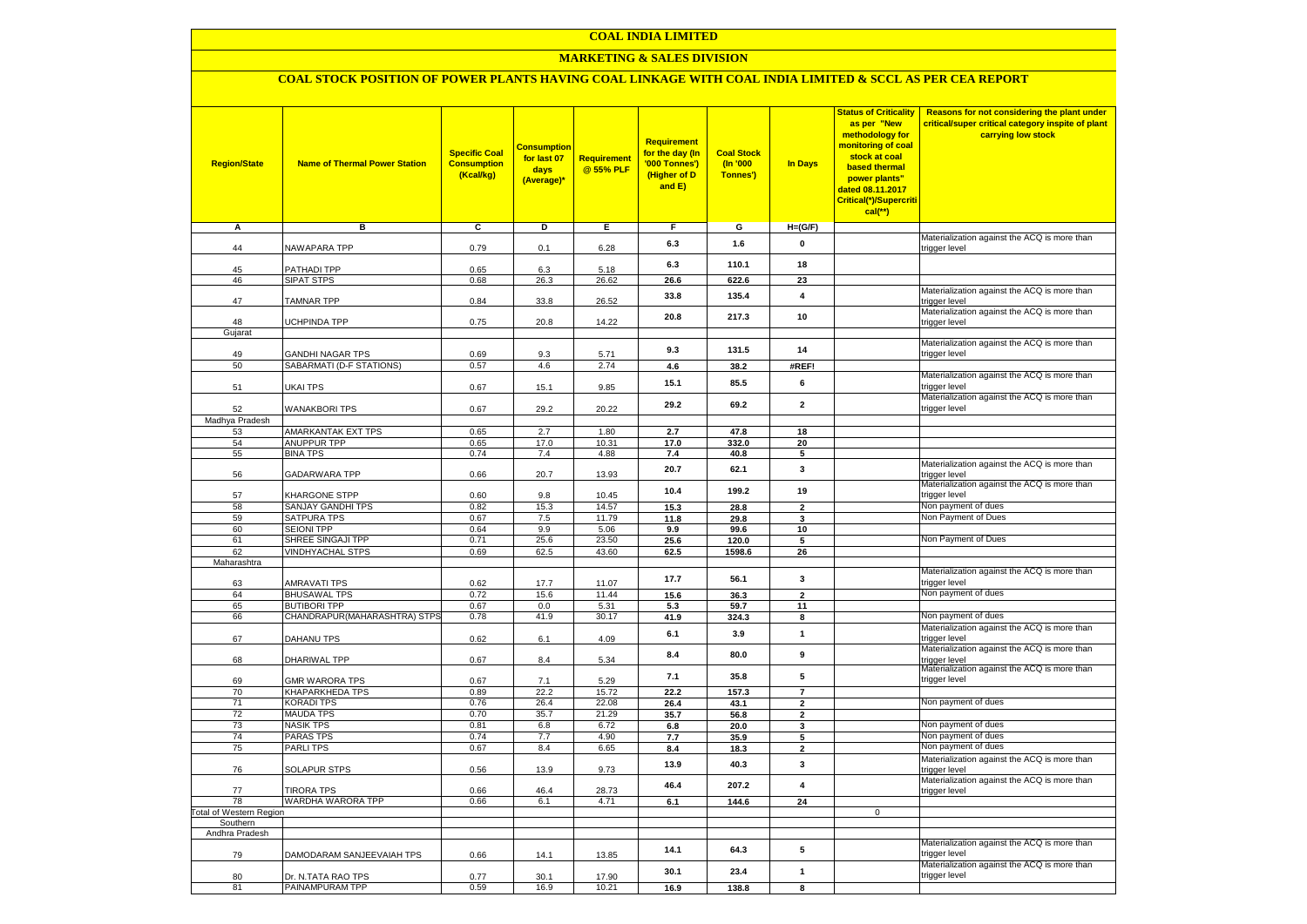# COAL INDIA LIMITED

## MARKETING & SALES DIVISION

### COAL STOCK POSITION OF POWER PLANTS HAVING COAL LINKAGE WITH COAL INDIA LIMITED & SCCL AS PER CEA REPORT

| Region/State | Name of Thermal Power Station | Specific Coal Consumption (Kcal/kg) | Consumption for last 07 days (Average)* | Requirement @ 55% PLF | Requirement for the day (In '000 Tonnes') (Higher of D and E) | Coal Stock (In '000 Tonnes') | In Days | Status of Criticality as per "New methodology for monitoring of coal stock at coal based thermal power plants" dated 08.11.2017 Critical(*)/Supercritical(**) | Reasons for not considering the plant under critical/super critical category inspite of plant carrying low stock |
|---|---|---|---|---|---|---|---|---|---|
| A | B | C | D | E | F | G | H=(G/F) | | |
| 44 | NAWAPARA TPP | 0.79 | 0.1 | 6.28 | 6.3 | 1.6 | 0 | | Materialization against the ACQ is more than trigger level |
| 45 | PATHADI TPP | 0.65 | 6.3 | 5.18 | 6.3 | 110.1 | 18 | | |
| 46 | SIPAT STPS | 0.68 | 26.3 | 26.62 | 26.6 | 622.6 | 23 | | |
| 47 | TAMNAR TPP | 0.84 | 33.8 | 26.52 | 33.8 | 135.4 | 4 | | Materialization against the ACQ is more than trigger level |
| 48 | UCHPINDA TPP | 0.75 | 20.8 | 14.22 | 20.8 | 217.3 | 10 | | Materialization against the ACQ is more than trigger level |
| Gujarat | | | | | | | | | |
| 49 | GANDHI NAGAR TPS | 0.69 | 9.3 | 5.71 | 9.3 | 131.5 | 14 | | Materialization against the ACQ is more than trigger level |
| 50 | SABARMATI (D-F STATIONS) | 0.57 | 4.6 | 2.74 | 4.6 | 38.2 | #REF! | | |
| 51 | UKAI TPS | 0.67 | 15.1 | 9.85 | 15.1 | 85.5 | 6 | | Materialization against the ACQ is more than trigger level |
| 52 | WANAKBORI TPS | 0.67 | 29.2 | 20.22 | 29.2 | 69.2 | 2 | | Materialization against the ACQ is more than trigger level |
| Madhya Pradesh | | | | | | | | | |
| 53 | AMARKANTAK EXT TPS | 0.65 | 2.7 | 1.80 | 2.7 | 47.8 | 18 | | |
| 54 | ANUPPUR TPP | 0.65 | 17.0 | 10.31 | 17.0 | 332.0 | 20 | | |
| 55 | BINA TPS | 0.74 | 7.4 | 4.88 | 7.4 | 40.8 | 5 | | |
| 56 | GADARWARA TPP | 0.66 | 20.7 | 13.93 | 20.7 | 62.1 | 3 | | Materialization against the ACQ is more than trigger level |
| 57 | KHARGONE STPP | 0.60 | 9.8 | 10.45 | 10.4 | 199.2 | 19 | | Materialization against the ACQ is more than trigger level |
| 58 | SANJAY GANDHI TPS | 0.82 | 15.3 | 14.57 | 15.3 | 28.8 | 2 | | Non payment of dues |
| 59 | SATPURA TPS | 0.67 | 7.5 | 11.79 | 11.8 | 29.8 | 3 | | Non Payment of Dues |
| 60 | SEIONI TPP | 0.64 | 9.9 | 5.06 | 9.9 | 99.6 | 10 | | |
| 61 | SHREE SINGAJI TPP | 0.71 | 25.6 | 23.50 | 25.6 | 120.0 | 5 | | Non Payment of Dues |
| 62 | VINDHYACHAL STPS | 0.69 | 62.5 | 43.60 | 62.5 | 1598.6 | 26 | | |
| Maharashtra | | | | | | | | | |
| 63 | AMRAVATI TPS | 0.62 | 17.7 | 11.07 | 17.7 | 56.1 | 3 | | Materialization against the ACQ is more than trigger level |
| 64 | BHUSAWAL TPS | 0.72 | 15.6 | 11.44 | 15.6 | 36.3 | 2 | | Non payment of dues |
| 65 | BUTIBORI TPP | 0.67 | 0.0 | 5.31 | 5.3 | 59.7 | 11 | | |
| 66 | CHANDRAPUR(MAHARASHTRA) STPS | 0.78 | 41.9 | 30.17 | 41.9 | 324.3 | 8 | | Non payment of dues |
| 67 | DAHANU TPS | 0.62 | 6.1 | 4.09 | 6.1 | 3.9 | 1 | | Materialization against the ACQ is more than trigger level |
| 68 | DHARIWAL TPP | 0.67 | 8.4 | 5.34 | 8.4 | 80.0 | 9 | | Materialization against the ACQ is more than trigger level |
| 69 | GMR WARORA TPS | 0.67 | 7.1 | 5.29 | 7.1 | 35.8 | 5 | | Materialization against the ACQ is more than trigger level |
| 70 | KHAPARKHEDA TPS | 0.89 | 22.2 | 15.72 | 22.2 | 157.3 | 7 | | |
| 71 | KORADI TPS | 0.76 | 26.4 | 22.08 | 26.4 | 43.1 | 2 | | Non payment of dues |
| 72 | MAUDA TPS | 0.70 | 35.7 | 21.29 | 35.7 | 56.8 | 2 | | |
| 73 | NASIK TPS | 0.81 | 6.8 | 6.72 | 6.8 | 20.0 | 3 | | Non payment of dues |
| 74 | PARAS TPS | 0.74 | 7.7 | 4.90 | 7.7 | 35.9 | 5 | | Non payment of dues |
| 75 | PARLI TPS | 0.67 | 8.4 | 6.65 | 8.4 | 18.3 | 2 | | Non payment of dues |
| 76 | SOLAPUR STPS | 0.56 | 13.9 | 9.73 | 13.9 | 40.3 | 3 | | Materialization against the ACQ is more than trigger level |
| 77 | TIRORA TPS | 0.66 | 46.4 | 28.73 | 46.4 | 207.2 | 4 | | Materialization against the ACQ is more than trigger level |
| 78 | WARDHA WARORA TPP | 0.66 | 6.1 | 4.71 | 6.1 | 144.6 | 24 | | |
| Total of Western Region | | | | | | | | 0 | |
| Southern | | | | | | | | | |
| Andhra Pradesh | | | | | | | | | |
| 79 | DAMODARAM SANJEEVAIAH TPS | 0.66 | 14.1 | 13.85 | 14.1 | 64.3 | 5 | | Materialization against the ACQ is more than trigger level |
| 80 | Dr. N.TATA RAO TPS | 0.77 | 30.1 | 17.90 | 30.1 | 23.4 | 1 | | Materialization against the ACQ is more than trigger level |
| 81 | PAINAMPURAM TPP | 0.59 | 16.9 | 10.21 | 16.9 | 138.8 | 8 | | |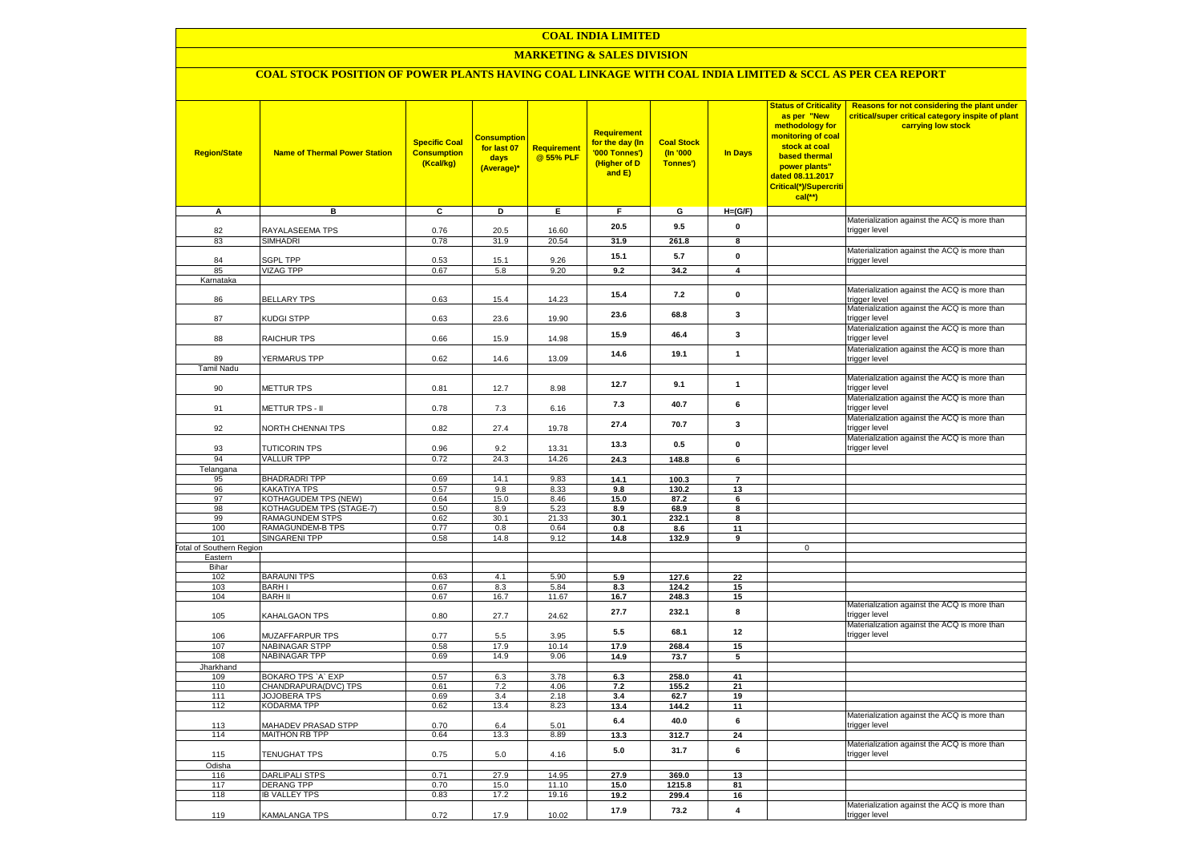# COAL INDIA LIMITED

## MARKETING & SALES DIVISION

### COAL STOCK POSITION OF POWER PLANTS HAVING COAL LINKAGE WITH COAL INDIA LIMITED & SCCL AS PER CEA REPORT

| Region/State | Name of Thermal Power Station | Specific Coal Consumption (Kcal/kg) | Consumption for last 07 days (Average)* | Requirement @ 55% PLF | Requirement for the day (In '000 Tonnes') (Higher of D and E) | Coal Stock (In '000 Tonnes') | In Days | Status of Criticality as per "New methodology for monitoring of coal stock at coal based thermal power plants" dated 08.11.2017 Critical(*)/Supercritical(**) | Reasons for not considering the plant under critical/super critical category inspite of plant carrying low stock |
|---|---|---|---|---|---|---|---|---|---|
| A | B | C | D | E | F | G | H=(G/F) | | |
| 82 | RAYALASEEMA TPS | 0.76 | 20.5 | 16.60 | 20.5 | 9.5 | 0 | | Materialization against the ACQ is more than trigger level |
| 83 | SIMHADRI | 0.78 | 31.9 | 20.54 | 31.9 | 261.8 | 8 | | |
| 84 | SGPL TPP | 0.53 | 15.1 | 9.26 | 15.1 | 5.7 | 0 | | Materialization against the ACQ is more than trigger level |
| 85 | VIZAG TPP | 0.67 | 5.8 | 9.20 | 9.2 | 34.2 | 4 | | |
| Karnataka | | | | | | | | | |
| 86 | BELLARY TPS | 0.63 | 15.4 | 14.23 | 15.4 | 7.2 | 0 | | Materialization against the ACQ is more than trigger level |
| 87 | KUDGI STPP | 0.63 | 23.6 | 19.90 | 23.6 | 68.8 | 3 | | Materialization against the ACQ is more than trigger level |
| 88 | RAICHUR TPS | 0.66 | 15.9 | 14.98 | 15.9 | 46.4 | 3 | | Materialization against the ACQ is more than trigger level |
| 89 | YERMARUS TPP | 0.62 | 14.6 | 13.09 | 14.6 | 19.1 | 1 | | Materialization against the ACQ is more than trigger level |
| Tamil Nadu | | | | | | | | | |
| 90 | METTUR TPS | 0.81 | 12.7 | 8.98 | 12.7 | 9.1 | 1 | | Materialization against the ACQ is more than trigger level |
| 91 | METTUR TPS - II | 0.78 | 7.3 | 6.16 | 7.3 | 40.7 | 6 | | Materialization against the ACQ is more than trigger level |
| 92 | NORTH CHENNAI TPS | 0.82 | 27.4 | 19.78 | 27.4 | 70.7 | 3 | | Materialization against the ACQ is more than trigger level |
| 93 | TUTICORIN TPS | 0.96 | 9.2 | 13.31 | 13.3 | 0.5 | 0 | | Materialization against the ACQ is more than trigger level |
| 94 | VALLUR TPP | 0.72 | 24.3 | 14.26 | 24.3 | 148.8 | 6 | | |
| Telangana | | | | | | | | | |
| 95 | BHADRADRI TPP | 0.69 | 14.1 | 9.83 | 14.1 | 100.3 | 7 | | |
| 96 | KAKATIYA TPS | 0.57 | 9.8 | 8.33 | 9.8 | 130.2 | 13 | | |
| 97 | KOTHAGUDEM TPS (NEW) | 0.64 | 15.0 | 8.46 | 15.0 | 87.2 | 6 | | |
| 98 | KOTHAGUDEM TPS (STAGE-7) | 0.50 | 8.9 | 5.23 | 8.9 | 68.9 | 8 | | |
| 99 | RAMAGUNDEM STPS | 0.62 | 30.1 | 21.33 | 30.1 | 232.1 | 8 | | |
| 100 | RAMAGUNDEM-B TPS | 0.77 | 0.8 | 0.64 | 0.8 | 8.6 | 11 | | |
| 101 | SINGARENI TPP | 0.58 | 14.8 | 9.12 | 14.8 | 132.9 | 9 | | |
| Total of Southern Region | | | | | | | | 0 | |
| Eastern | | | | | | | | | |
| Bihar | | | | | | | | | |
| 102 | BARAUNI TPS | 0.63 | 4.1 | 5.90 | 5.9 | 127.6 | 22 | | |
| 103 | BARH I | 0.67 | 8.3 | 5.84 | 8.3 | 124.2 | 15 | | |
| 104 | BARH II | 0.67 | 16.7 | 11.67 | 16.7 | 248.3 | 15 | | |
| 105 | KAHALGAON TPS | 0.80 | 27.7 | 24.62 | 27.7 | 232.1 | 8 | | Materialization against the ACQ is more than trigger level |
| 106 | MUZAFFARPUR TPS | 0.77 | 5.5 | 3.95 | 5.5 | 68.1 | 12 | | Materialization against the ACQ is more than trigger level |
| 107 | NABINAGAR STPP | 0.58 | 17.9 | 10.14 | 17.9 | 268.4 | 15 | | |
| 108 | NABINAGAR TPP | 0.69 | 14.9 | 9.06 | 14.9 | 73.7 | 5 | | |
| Jharkhand | | | | | | | | | |
| 109 | BOKARO TPS `A` EXP | 0.57 | 6.3 | 3.78 | 6.3 | 258.0 | 41 | | |
| 110 | CHANDRAPURA(DVC) TPS | 0.61 | 7.2 | 4.06 | 7.2 | 155.2 | 21 | | |
| 111 | JOJOBERA TPS | 0.69 | 3.4 | 2.18 | 3.4 | 62.7 | 19 | | |
| 112 | KODARMA TPP | 0.62 | 13.4 | 8.23 | 13.4 | 144.2 | 11 | | |
| 113 | MAHADEV PRASAD STPP | 0.70 | 6.4 | 5.01 | 6.4 | 40.0 | 6 | | Materialization against the ACQ is more than trigger level |
| 114 | MAITHON RB TPP | 0.64 | 13.3 | 8.89 | 13.3 | 312.7 | 24 | | |
| 115 | TENUGHAT TPS | 0.75 | 5.0 | 4.16 | 5.0 | 31.7 | 6 | | Materialization against the ACQ is more than trigger level |
| Odisha | | | | | | | | | |
| 116 | DARLIPALI STPS | 0.71 | 27.9 | 14.95 | 27.9 | 369.0 | 13 | | |
| 117 | DERANG TPP | 0.70 | 15.0 | 11.10 | 15.0 | 1215.8 | 81 | | |
| 118 | IB VALLEY TPS | 0.83 | 17.2 | 19.16 | 19.2 | 299.4 | 16 | | |
| 119 | KAMALANGA TPS | 0.72 | 17.9 | 10.02 | 17.9 | 73.2 | 4 | | Materialization against the ACQ is more than trigger level |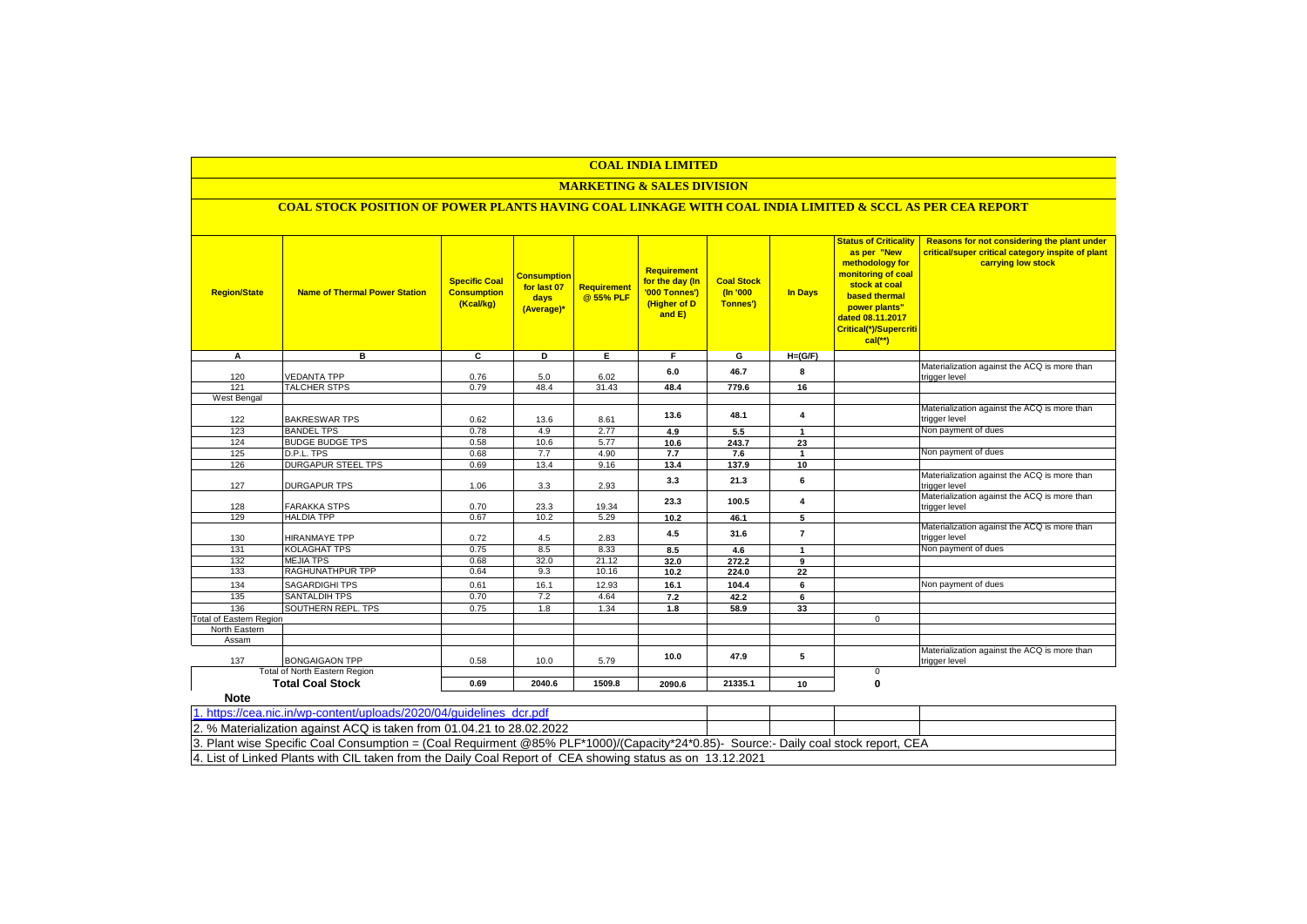# COAL INDIA LIMITED

## MARKETING & SALES DIVISION

### COAL STOCK POSITION OF POWER PLANTS HAVING COAL LINKAGE WITH COAL INDIA LIMITED & SCCL AS PER CEA REPORT

| Region/State | Name of Thermal Power Station | Specific Coal Consumption (Kcal/kg) | Consumption for last 07 days (Average)* | Requirement @ 55% PLF | Requirement for the day (In '000 Tonnes') (Higher of D and E) | Coal Stock (In '000 Tonnes') | In Days | Status of Criticality as per "New methodology for monitoring of coal stock at coal based thermal power plants" dated 08.11.2017 Critical(*)/Supercritical(**) | Reasons for not considering the plant under critical/super critical category inspite of plant carrying low stock |
|---|---|---|---|---|---|---|---|---|---|
| A | B | C | D | E | F | G | H=(G/F) | | |
| 120 | VEDANTA TPP | 0.76 | 5.0 | 6.02 | 6.0 | 46.7 | 8 | | Materialization against the ACQ is more than trigger level |
| 121 | TALCHER STPS | 0.79 | 48.4 | 31.43 | 48.4 | 779.6 | 16 | | |
| West Bengal | | | | | | | | | |
| 122 | BAKRESWAR TPS | 0.62 | 13.6 | 8.61 | 13.6 | 48.1 | 4 | | Materialization against the ACQ is more than trigger level |
| 123 | BANDEL TPS | 0.78 | 4.9 | 2.77 | 4.9 | 5.5 | 1 | | Non payment of dues |
| 124 | BUDGE BUDGE TPS | 0.58 | 10.6 | 5.77 | 10.6 | 243.7 | 23 | | |
| 125 | D.P.L. TPS | 0.68 | 7.7 | 4.90 | 7.7 | 7.6 | 1 | | Non payment of dues |
| 126 | DURGAPUR STEEL TPS | 0.69 | 13.4 | 9.16 | 13.4 | 137.9 | 10 | | |
| 127 | DURGAPUR TPS | 1.06 | 3.3 | 2.93 | 3.3 | 21.3 | 6 | | Materialization against the ACQ is more than trigger level |
| 128 | FARAKKA STPS | 0.70 | 23.3 | 19.34 | 23.3 | 100.5 | 4 | | Materialization against the ACQ is more than trigger level |
| 129 | HALDIA TPP | 0.67 | 10.2 | 5.29 | 10.2 | 46.1 | 5 | | |
| 130 | HIRANMAYE TPP | 0.72 | 4.5 | 2.83 | 4.5 | 31.6 | 7 | | Materialization against the ACQ is more than trigger level |
| 131 | KOLAGHAT TPS | 0.75 | 8.5 | 8.33 | 8.5 | 4.6 | 1 | | Non payment of dues |
| 132 | MEJIA TPS | 0.68 | 32.0 | 21.12 | 32.0 | 272.2 | 9 | | |
| 133 | RAGHUNATHPUR TPP | 0.64 | 9.3 | 10.16 | 10.2 | 224.0 | 22 | | |
| 134 | SAGARDIGHI TPS | 0.61 | 16.1 | 12.93 | 16.1 | 104.4 | 6 | | Non payment of dues |
| 135 | SANTALDIH TPS | 0.70 | 7.2 | 4.64 | 7.2 | 42.2 | 6 | | |
| 136 | SOUTHERN REPL. TPS | 0.75 | 1.8 | 1.34 | 1.8 | 58.9 | 33 | | |
| Total of Eastern Region | | | | | | | | 0 | |
| North Eastern | | | | | | | | | |
| Assam | | | | | | | | | |
| 137 | BONGAIGAON TPP | 0.58 | 10.0 | 5.79 | 10.0 | 47.9 | 5 | | Materialization against the ACQ is more than trigger level |
| Total of North Eastern Region | | | | | | | | 0 | |
| Total Coal Stock | | 0.69 | 2040.6 | 1509.8 | 2090.6 | 21335.1 | 10 | 0 | |

**Note**

1. https://cea.nic.in/wp-content/uploads/2020/04/guidelines_dcr.pdf
2. % Materialization against ACQ is taken from 01.04.21 to 28.02.2022
3. Plant wise Specific Coal Consumption = (Coal Requirment @85% PLF*1000)/(Capacity*24*0.85)- Source:- Daily coal stock report, CEA
4. List of Linked Plants with CIL taken from the Daily Coal Report of CEA showing status as on 13.12.2021